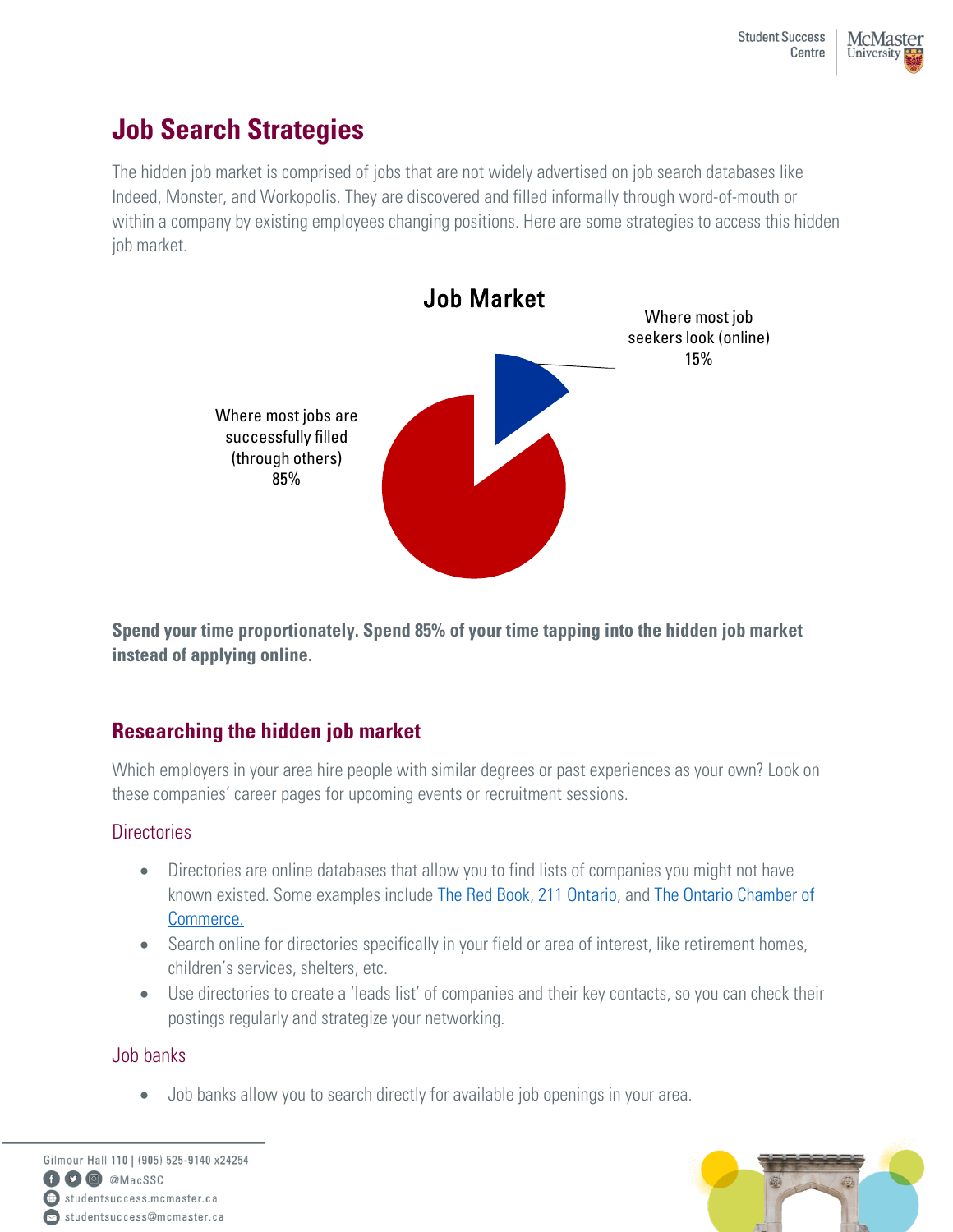# Job Search Strategies

The hidden job market is comprised of jobs that are not widely advertised on job search databases like Indeed, Monster, and Workopolis. They are discovered and filled informally through word-of-mouth or within a company by existing employees changing positions. Here are some strategies to access this hidden job market.

**Job Market**

Where most job seekers look (online) 15%

Where most jobs are successfully filled (through others) 85%

**Spend your time proportionately. Spend 85% of your time tapping into the hidden job market instead of applying online.**

## Researching the hidden job market

Which employers in your area hire people with similar degrees or past experiences as your own? Look on these companies' career pages for upcoming events or recruitment sessions.

### Directories

- Directories are online databases that allow you to find lists of companies you might not have known existed. Some examples include The Red Book, 211 Ontario, and The Ontario Chamber of Commerce.
- Search online for directories specifically in your field or area of interest, like retirement homes, children's services, shelters, etc.
- Use directories to create a 'leads list' of companies and their key contacts, so you can check their postings regularly and strategize your networking.

### Job banks

- Job banks allow you to search directly for available job openings in your area.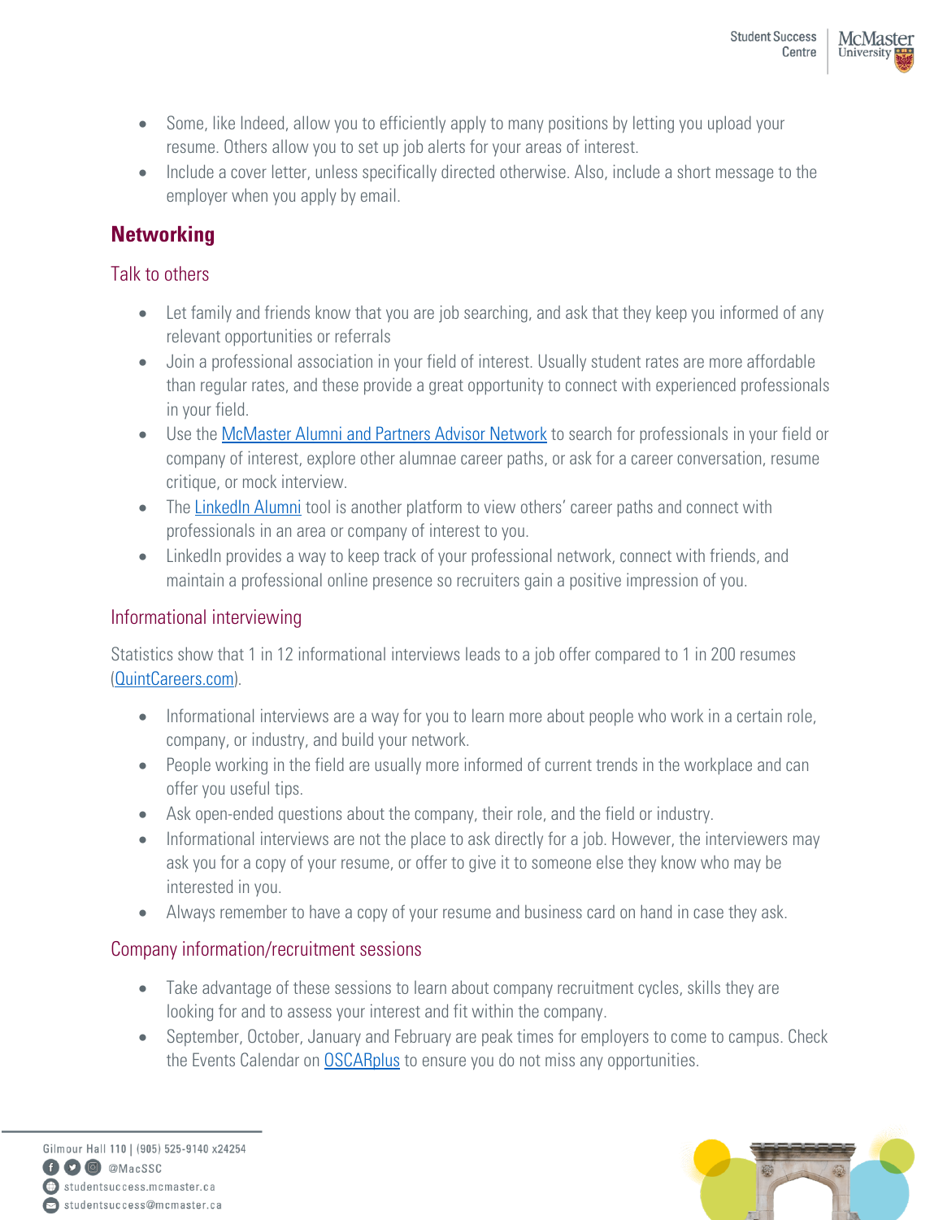- Some, like Indeed, allow you to efficiently apply to many positions by letting you upload your resume. Others allow you to set up job alerts for your areas of interest.
- Include a cover letter, unless specifically directed otherwise. Also, include a short message to the employer when you apply by email.

## Networking

### Talk to others

- Let family and friends know that you are job searching, and ask that they keep you informed of any relevant opportunities or referrals
- Join a professional association in your field of interest. Usually student rates are more affordable than regular rates, and these provide a great opportunity to connect with experienced professionals in your field.
- Use the McMaster Alumni and Partners Advisor Network to search for professionals in your field or company of interest, explore other alumnae career paths, or ask for a career conversation, resume critique, or mock interview.
- The LinkedIn Alumni tool is another platform to view others' career paths and connect with professionals in an area or company of interest to you.
- LinkedIn provides a way to keep track of your professional network, connect with friends, and maintain a professional online presence so recruiters gain a positive impression of you.

### Informational interviewing

Statistics show that 1 in 12 informational interviews leads to a job offer compared to 1 in 200 resumes (QuintCareers.com).

- Informational interviews are a way for you to learn more about people who work in a certain role, company, or industry, and build your network.
- People working in the field are usually more informed of current trends in the workplace and can offer you useful tips.
- Ask open-ended questions about the company, their role, and the field or industry.
- Informational interviews are not the place to ask directly for a job. However, the interviewers may ask you for a copy of your resume, or offer to give it to someone else they know who may be interested in you.
- Always remember to have a copy of your resume and business card on hand in case they ask.

### Company information/recruitment sessions

- Take advantage of these sessions to learn about company recruitment cycles, skills they are looking for and to assess your interest and fit within the company.
- September, October, January and February are peak times for employers to come to campus. Check the Events Calendar on OSCARplus to ensure you do not miss any opportunities.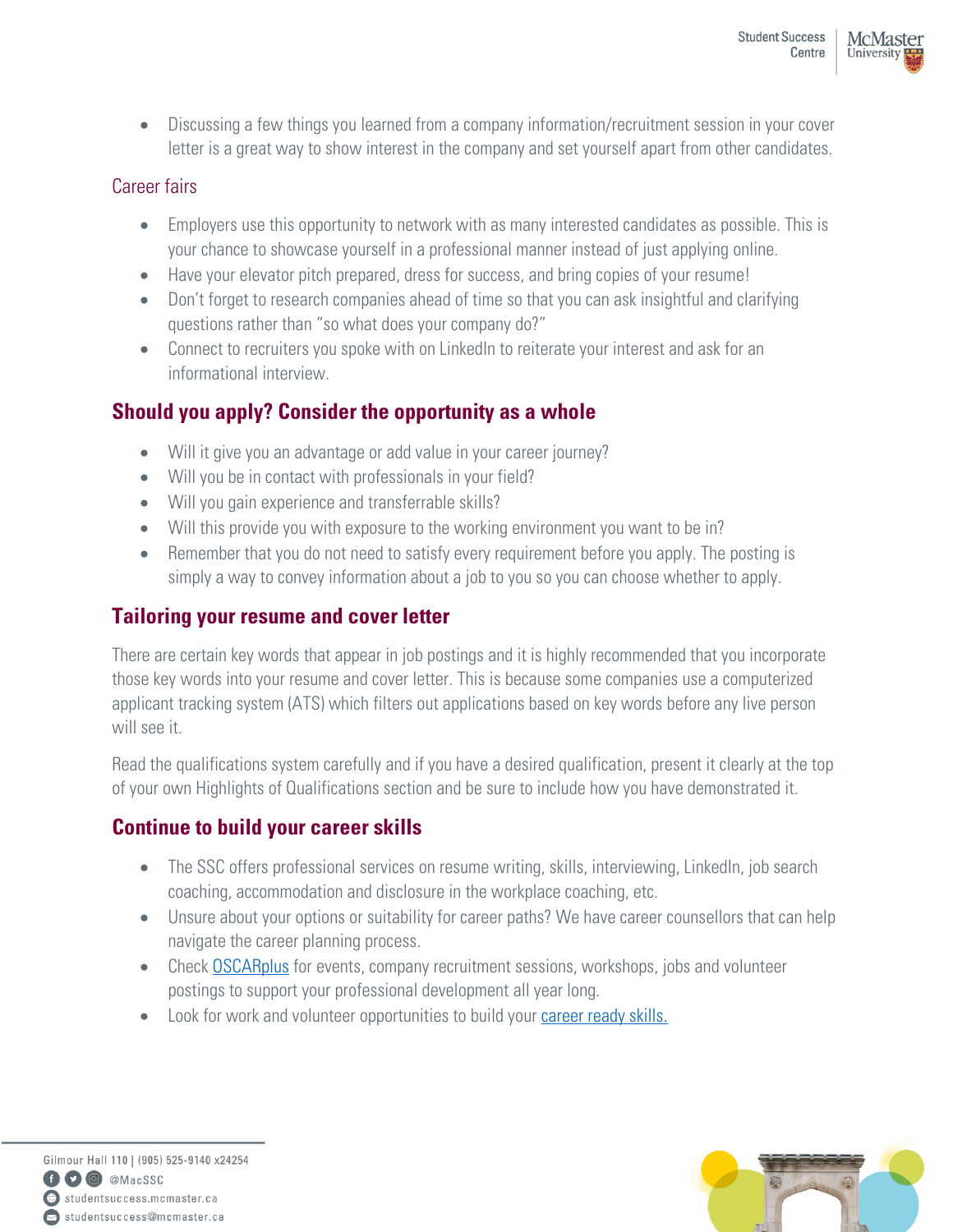- Discussing a few things you learned from a company information/recruitment session in your cover letter is a great way to show interest in the company and set yourself apart from other candidates.

### Career fairs

- Employers use this opportunity to network with as many interested candidates as possible. This is your chance to showcase yourself in a professional manner instead of just applying online.
- Have your elevator pitch prepared, dress for success, and bring copies of your resume!
- Don't forget to research companies ahead of time so that you can ask insightful and clarifying questions rather than "so what does your company do?"
- Connect to recruiters you spoke with on LinkedIn to reiterate your interest and ask for an informational interview.

## Should you apply? Consider the opportunity as a whole

- Will it give you an advantage or add value in your career journey?
- Will you be in contact with professionals in your field?
- Will you gain experience and transferrable skills?
- Will this provide you with exposure to the working environment you want to be in?
- Remember that you do not need to satisfy every requirement before you apply. The posting is simply a way to convey information about a job to you so you can choose whether to apply.

## Tailoring your resume and cover letter

There are certain key words that appear in job postings and it is highly recommended that you incorporate those key words into your resume and cover letter. This is because some companies use a computerized applicant tracking system (ATS) which filters out applications based on key words before any live person will see it.

Read the qualifications system carefully and if you have a desired qualification, present it clearly at the top of your own Highlights of Qualifications section and be sure to include how you have demonstrated it.

## Continue to build your career skills

- The SSC offers professional services on resume writing, skills, interviewing, LinkedIn, job search coaching, accommodation and disclosure in the workplace coaching, etc.
- Unsure about your options or suitability for career paths? We have career counsellors that can help navigate the career planning process.
- Check OSCARplus for events, company recruitment sessions, workshops, jobs and volunteer postings to support your professional development all year long.
- Look for work and volunteer opportunities to build your career ready skills.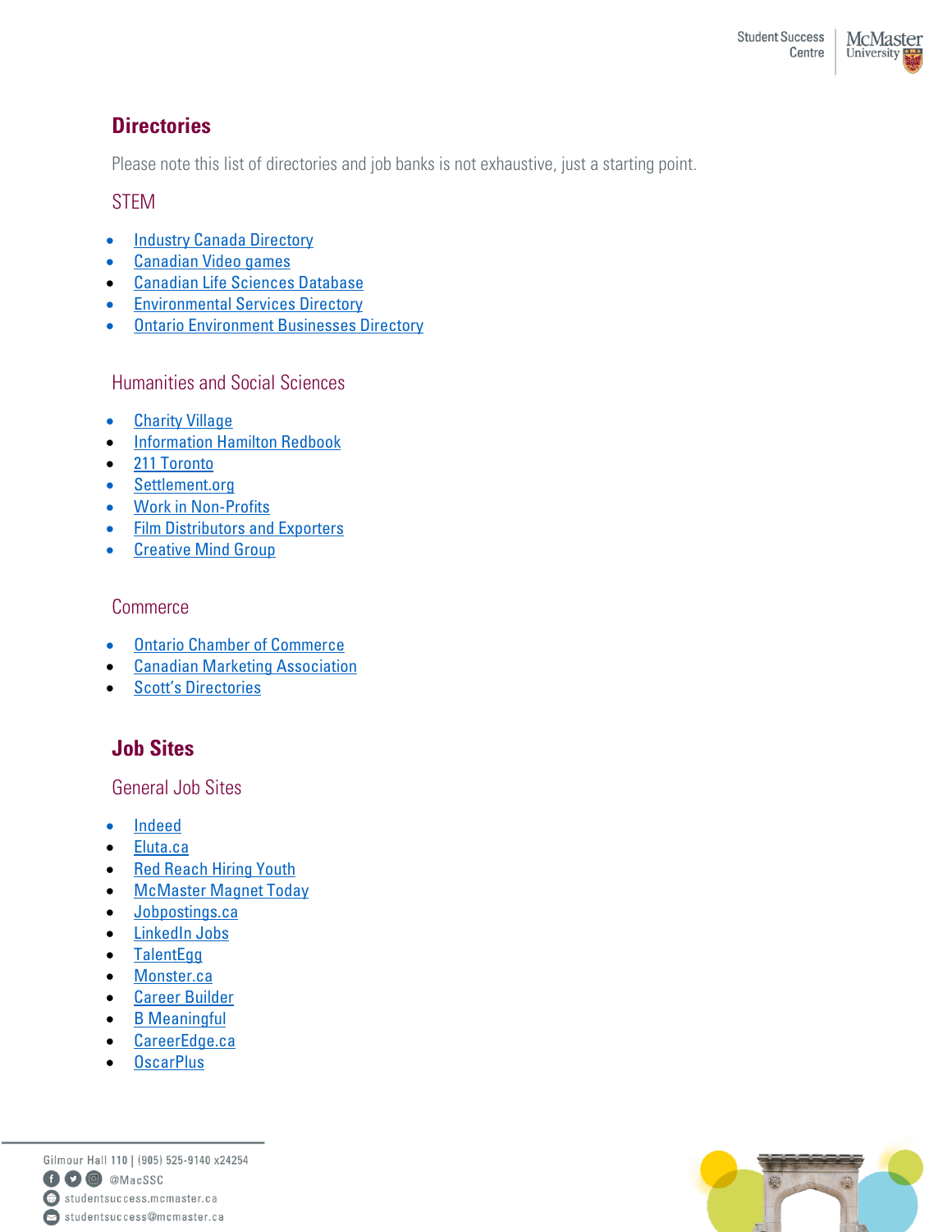## Directories

Please note this list of directories and job banks is not exhaustive, just a starting point.

### STEM

- Industry Canada Directory
- Canadian Video games
- Canadian Life Sciences Database
- Environmental Services Directory
- Ontario Environment Businesses Directory

### Humanities and Social Sciences

- Charity Village
- Information Hamilton Redbook
- 211 Toronto
- Settlement.org
- Work in Non-Profits
- Film Distributors and Exporters
- Creative Mind Group

### Commerce

- Ontario Chamber of Commerce
- Canadian Marketing Association
- Scott's Directories

## Job Sites

### General Job Sites

- Indeed
- Eluta.ca
- Red Reach Hiring Youth
- McMaster Magnet Today
- Jobpostings.ca
- LinkedIn Jobs
- TalentEgg
- Monster.ca
- Career Builder
- B Meaningful
- CareerEdge.ca
- OscarPlus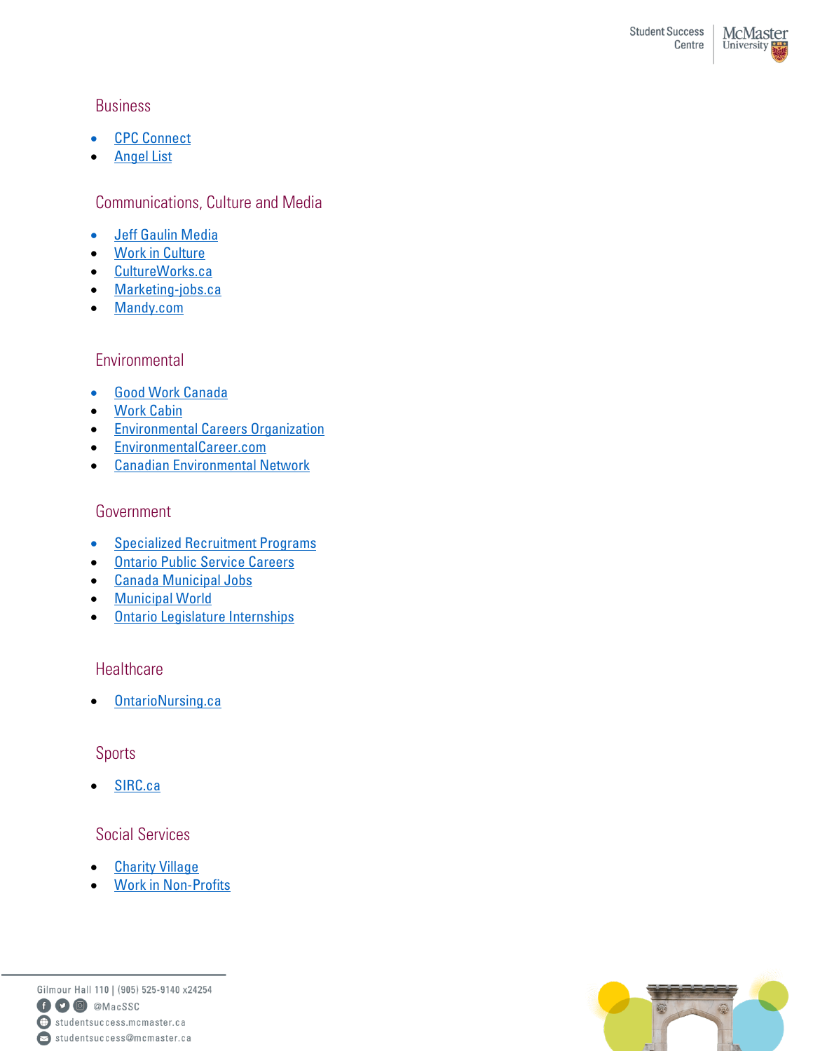## Business

- CPC Connect
- Angel List

## Communications, Culture and Media

- Jeff Gaulin Media
- Work in Culture
- CultureWorks.ca
- Marketing-jobs.ca
- Mandy.com

## Environmental

- Good Work Canada
- Work Cabin
- Environmental Careers Organization
- EnvironmentalCareer.com
- Canadian Environmental Network

## Government

- Specialized Recruitment Programs
- Ontario Public Service Careers
- Canada Municipal Jobs
- Municipal World
- Ontario Legislature Internships

## Healthcare

- OntarioNursing.ca

## Sports

- SIRC.ca

## Social Services

- Charity Village
- Work in Non-Profits